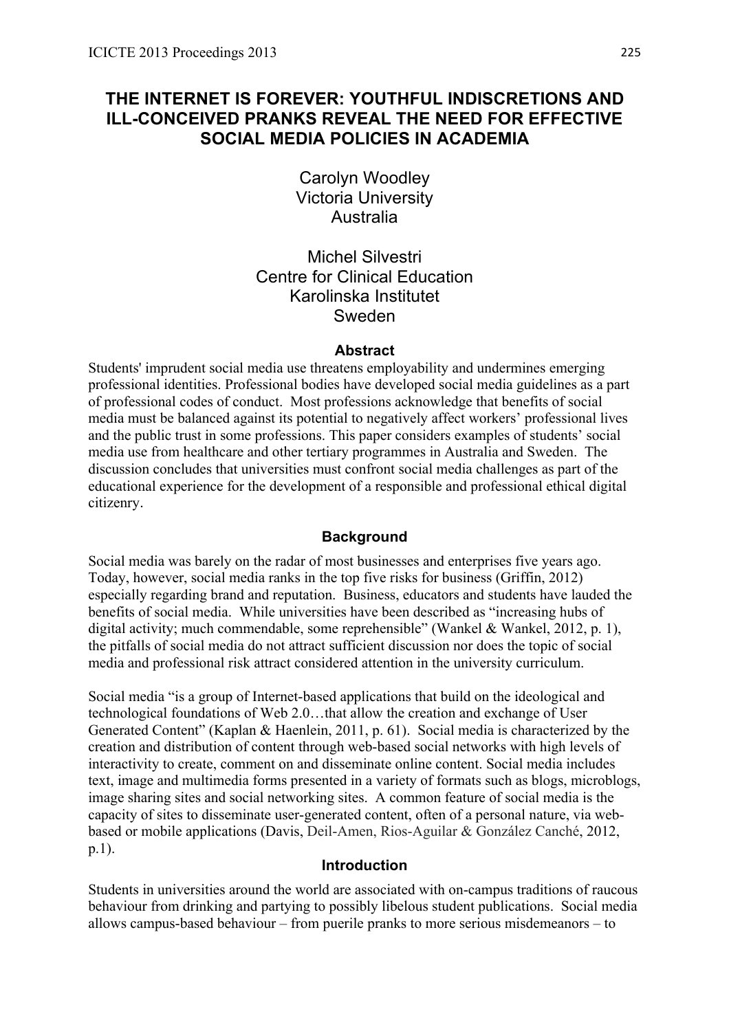# THE INTERNET IS FOREVER: YOUTHFUL INDISCRETIONS AND ILL-CONCEIVED PRANKS REVEAL THE NEED FOR EFFECTIVE SOCIAL MEDIA POLICIES IN ACADEMIA

Carolyn Woodley
Victoria University
Australia

Michel Silvestri
Centre for Clinical Education
Karolinska Institutet
Sweden

## Abstract

Students' imprudent social media use threatens employability and undermines emerging professional identities. Professional bodies have developed social media guidelines as a part of professional codes of conduct. Most professions acknowledge that benefits of social media must be balanced against its potential to negatively affect workers' professional lives and the public trust in some professions. This paper considers examples of students' social media use from healthcare and other tertiary programmes in Australia and Sweden. The discussion concludes that universities must confront social media challenges as part of the educational experience for the development of a responsible and professional ethical digital citizenry.

## Background

Social media was barely on the radar of most businesses and enterprises five years ago. Today, however, social media ranks in the top five risks for business (Griffin, 2012) especially regarding brand and reputation. Business, educators and students have lauded the benefits of social media. While universities have been described as "increasing hubs of digital activity; much commendable, some reprehensible" (Wankel & Wankel, 2012, p. 1), the pitfalls of social media do not attract sufficient discussion nor does the topic of social media and professional risk attract considered attention in the university curriculum.

Social media "is a group of Internet-based applications that build on the ideological and technological foundations of Web 2.0…that allow the creation and exchange of User Generated Content" (Kaplan & Haenlein, 2011, p. 61). Social media is characterized by the creation and distribution of content through web-based social networks with high levels of interactivity to create, comment on and disseminate online content. Social media includes text, image and multimedia forms presented in a variety of formats such as blogs, microblogs, image sharing sites and social networking sites. A common feature of social media is the capacity of sites to disseminate user-generated content, often of a personal nature, via web-based or mobile applications (Davis, Deil-Amen, Rios-Aguilar & González Canché, 2012, p.1).

## Introduction

Students in universities around the world are associated with on-campus traditions of raucous behaviour from drinking and partying to possibly libelous student publications. Social media allows campus-based behaviour – from puerile pranks to more serious misdemeanors – to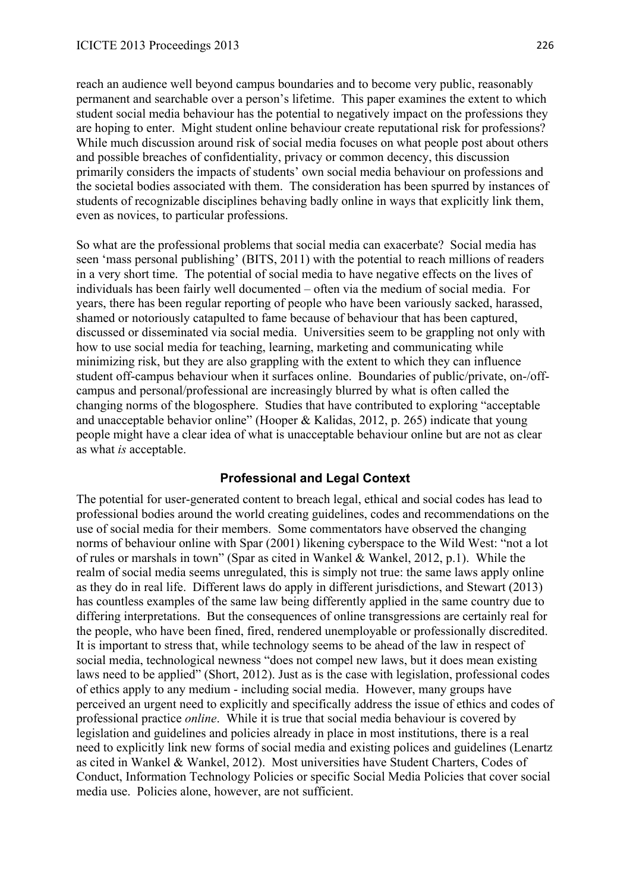reach an audience well beyond campus boundaries and to become very public, reasonably permanent and searchable over a person's lifetime. This paper examines the extent to which student social media behaviour has the potential to negatively impact on the professions they are hoping to enter. Might student online behaviour create reputational risk for professions? While much discussion around risk of social media focuses on what people post about others and possible breaches of confidentiality, privacy or common decency, this discussion primarily considers the impacts of students' own social media behaviour on professions and the societal bodies associated with them. The consideration has been spurred by instances of students of recognizable disciplines behaving badly online in ways that explicitly link them, even as novices, to particular professions.

So what are the professional problems that social media can exacerbate? Social media has seen 'mass personal publishing' (BITS, 2011) with the potential to reach millions of readers in a very short time. The potential of social media to have negative effects on the lives of individuals has been fairly well documented – often via the medium of social media. For years, there has been regular reporting of people who have been variously sacked, harassed, shamed or notoriously catapulted to fame because of behaviour that has been captured, discussed or disseminated via social media. Universities seem to be grappling not only with how to use social media for teaching, learning, marketing and communicating while minimizing risk, but they are also grappling with the extent to which they can influence student off-campus behaviour when it surfaces online. Boundaries of public/private, on-/off-campus and personal/professional are increasingly blurred by what is often called the changing norms of the blogosphere. Studies that have contributed to exploring "acceptable and unacceptable behavior online" (Hooper & Kalidas, 2012, p. 265) indicate that young people might have a clear idea of what is unacceptable behaviour online but are not as clear as what *is* acceptable.

## Professional and Legal Context

The potential for user-generated content to breach legal, ethical and social codes has lead to professional bodies around the world creating guidelines, codes and recommendations on the use of social media for their members. Some commentators have observed the changing norms of behaviour online with Spar (2001) likening cyberspace to the Wild West: "not a lot of rules or marshals in town" (Spar as cited in Wankel & Wankel, 2012, p.1). While the realm of social media seems unregulated, this is simply not true: the same laws apply online as they do in real life. Different laws do apply in different jurisdictions, and Stewart (2013) has countless examples of the same law being differently applied in the same country due to differing interpretations. But the consequences of online transgressions are certainly real for the people, who have been fined, fired, rendered unemployable or professionally discredited. It is important to stress that, while technology seems to be ahead of the law in respect of social media, technological newness "does not compel new laws, but it does mean existing laws need to be applied" (Short, 2012). Just as is the case with legislation, professional codes of ethics apply to any medium - including social media. However, many groups have perceived an urgent need to explicitly and specifically address the issue of ethics and codes of professional practice *online*. While it is true that social media behaviour is covered by legislation and guidelines and policies already in place in most institutions, there is a real need to explicitly link new forms of social media and existing polices and guidelines (Lenartz as cited in Wankel & Wankel, 2012). Most universities have Student Charters, Codes of Conduct, Information Technology Policies or specific Social Media Policies that cover social media use. Policies alone, however, are not sufficient.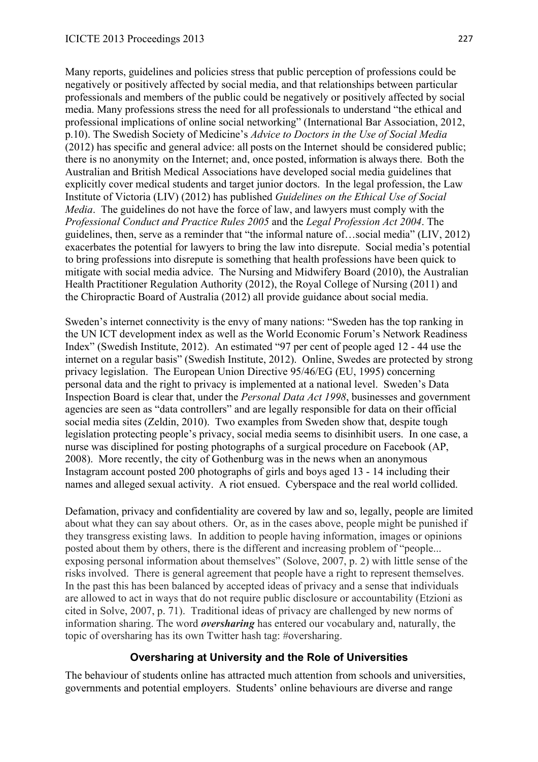Many reports, guidelines and policies stress that public perception of professions could be negatively or positively affected by social media, and that relationships between particular professionals and members of the public could be negatively or positively affected by social media. Many professions stress the need for all professionals to understand "the ethical and professional implications of online social networking" (International Bar Association, 2012, p.10). The Swedish Society of Medicine's *Advice to Doctors in the Use of Social Media* (2012) has specific and general advice: all posts on the Internet should be considered public; there is no anonymity on the Internet; and, once posted, information is always there. Both the Australian and British Medical Associations have developed social media guidelines that explicitly cover medical students and target junior doctors. In the legal profession, the Law Institute of Victoria (LIV) (2012) has published *Guidelines on the Ethical Use of Social Media*. The guidelines do not have the force of law, and lawyers must comply with the *Professional Conduct and Practice Rules 2005* and the *Legal Profession Act 2004*. The guidelines, then, serve as a reminder that "the informal nature of…social media" (LIV, 2012) exacerbates the potential for lawyers to bring the law into disrepute. Social media's potential to bring professions into disrepute is something that health professions have been quick to mitigate with social media advice. The Nursing and Midwifery Board (2010), the Australian Health Practitioner Regulation Authority (2012), the Royal College of Nursing (2011) and the Chiropractic Board of Australia (2012) all provide guidance about social media.

Sweden's internet connectivity is the envy of many nations: "Sweden has the top ranking in the UN ICT development index as well as the World Economic Forum's Network Readiness Index" (Swedish Institute, 2012). An estimated "97 per cent of people aged 12 - 44 use the internet on a regular basis" (Swedish Institute, 2012). Online, Swedes are protected by strong privacy legislation. The European Union Directive 95/46/EG (EU, 1995) concerning personal data and the right to privacy is implemented at a national level. Sweden's Data Inspection Board is clear that, under the *Personal Data Act 1998*, businesses and government agencies are seen as "data controllers" and are legally responsible for data on their official social media sites (Zeldin, 2010). Two examples from Sweden show that, despite tough legislation protecting people's privacy, social media seems to disinhibit users. In one case, a nurse was disciplined for posting photographs of a surgical procedure on Facebook (AP, 2008). More recently, the city of Gothenburg was in the news when an anonymous Instagram account posted 200 photographs of girls and boys aged 13 - 14 including their names and alleged sexual activity. A riot ensued. Cyberspace and the real world collided.

Defamation, privacy and confidentiality are covered by law and so, legally, people are limited about what they can say about others. Or, as in the cases above, people might be punished if they transgress existing laws. In addition to people having information, images or opinions posted about them by others, there is the different and increasing problem of "people... exposing personal information about themselves" (Solove, 2007, p. 2) with little sense of the risks involved. There is general agreement that people have a right to represent themselves. In the past this has been balanced by accepted ideas of privacy and a sense that individuals are allowed to act in ways that do not require public disclosure or accountability (Etzioni as cited in Solve, 2007, p. 71). Traditional ideas of privacy are challenged by new norms of information sharing. The word ***oversharing*** has entered our vocabulary and, naturally, the topic of oversharing has its own Twitter hash tag: #oversharing.

## Oversharing at University and the Role of Universities

The behaviour of students online has attracted much attention from schools and universities, governments and potential employers. Students' online behaviours are diverse and range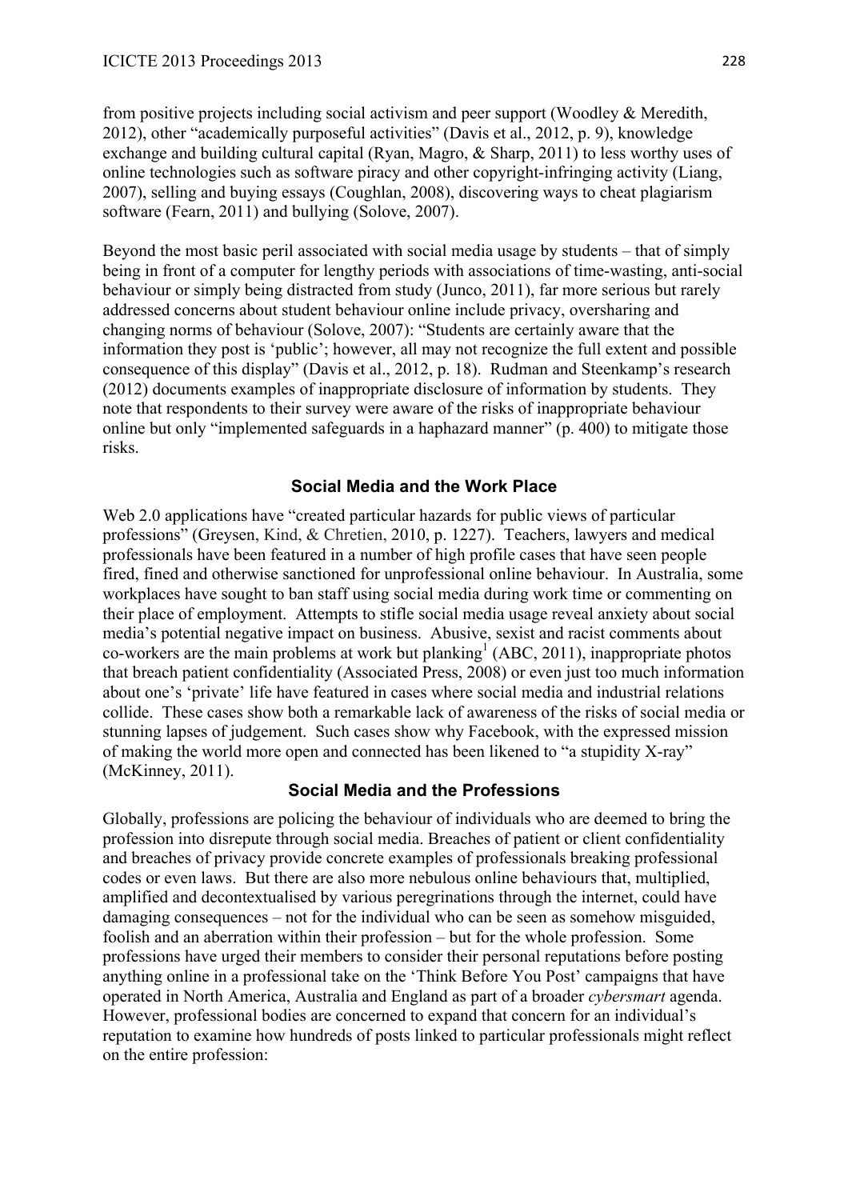from positive projects including social activism and peer support (Woodley & Meredith, 2012), other "academically purposeful activities" (Davis et al., 2012, p. 9), knowledge exchange and building cultural capital (Ryan, Magro, & Sharp, 2011) to less worthy uses of online technologies such as software piracy and other copyright-infringing activity (Liang, 2007), selling and buying essays (Coughlan, 2008), discovering ways to cheat plagiarism software (Fearn, 2011) and bullying (Solove, 2007).

Beyond the most basic peril associated with social media usage by students – that of simply being in front of a computer for lengthy periods with associations of time-wasting, anti-social behaviour or simply being distracted from study (Junco, 2011), far more serious but rarely addressed concerns about student behaviour online include privacy, oversharing and changing norms of behaviour (Solove, 2007): "Students are certainly aware that the information they post is 'public'; however, all may not recognize the full extent and possible consequence of this display" (Davis et al., 2012, p. 18). Rudman and Steenkamp's research (2012) documents examples of inappropriate disclosure of information by students. They note that respondents to their survey were aware of the risks of inappropriate behaviour online but only "implemented safeguards in a haphazard manner" (p. 400) to mitigate those risks.

## Social Media and the Work Place

Web 2.0 applications have "created particular hazards for public views of particular professions" (Greysen, Kind, & Chretien, 2010, p. 1227). Teachers, lawyers and medical professionals have been featured in a number of high profile cases that have seen people fired, fined and otherwise sanctioned for unprofessional online behaviour. In Australia, some workplaces have sought to ban staff using social media during work time or commenting on their place of employment. Attempts to stifle social media usage reveal anxiety about social media's potential negative impact on business. Abusive, sexist and racist comments about co-workers are the main problems at work but planking[1] (ABC, 2011), inappropriate photos that breach patient confidentiality (Associated Press, 2008) or even just too much information about one's 'private' life have featured in cases where social media and industrial relations collide. These cases show both a remarkable lack of awareness of the risks of social media or stunning lapses of judgement. Such cases show why Facebook, with the expressed mission of making the world more open and connected has been likened to "a stupidity X-ray" (McKinney, 2011).

## Social Media and the Professions

Globally, professions are policing the behaviour of individuals who are deemed to bring the profession into disrepute through social media. Breaches of patient or client confidentiality and breaches of privacy provide concrete examples of professionals breaking professional codes or even laws. But there are also more nebulous online behaviours that, multiplied, amplified and decontextualised by various peregrinations through the internet, could have damaging consequences – not for the individual who can be seen as somehow misguided, foolish and an aberration within their profession – but for the whole profession. Some professions have urged their members to consider their personal reputations before posting anything online in a professional take on the 'Think Before You Post' campaigns that have operated in North America, Australia and England as part of a broader *cybersmart* agenda. However, professional bodies are concerned to expand that concern for an individual's reputation to examine how hundreds of posts linked to particular professionals might reflect on the entire profession: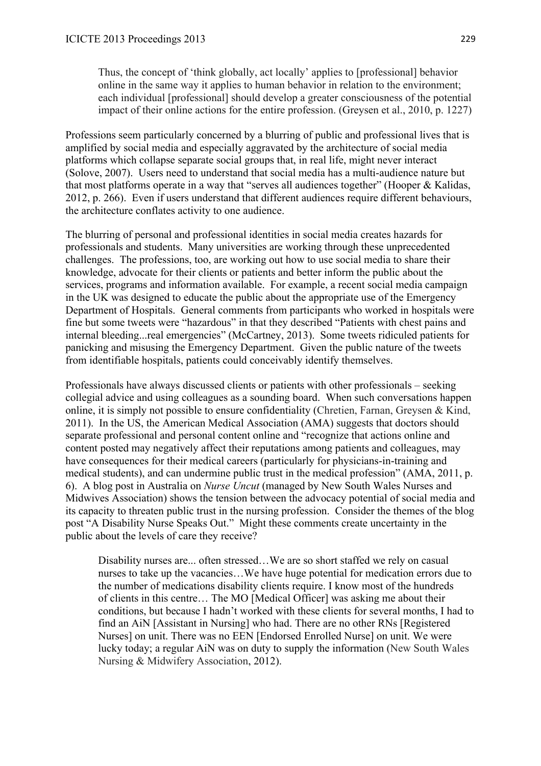> Thus, the concept of 'think globally, act locally' applies to [professional] behavior online in the same way it applies to human behavior in relation to the environment; each individual [professional] should develop a greater consciousness of the potential impact of their online actions for the entire profession. (Greysen et al., 2010, p. 1227)

Professions seem particularly concerned by a blurring of public and professional lives that is amplified by social media and especially aggravated by the architecture of social media platforms which collapse separate social groups that, in real life, might never interact (Solove, 2007). Users need to understand that social media has a multi-audience nature but that most platforms operate in a way that "serves all audiences together" (Hooper & Kalidas, 2012, p. 266). Even if users understand that different audiences require different behaviours, the architecture conflates activity to one audience.

The blurring of personal and professional identities in social media creates hazards for professionals and students. Many universities are working through these unprecedented challenges. The professions, too, are working out how to use social media to share their knowledge, advocate for their clients or patients and better inform the public about the services, programs and information available. For example, a recent social media campaign in the UK was designed to educate the public about the appropriate use of the Emergency Department of Hospitals. General comments from participants who worked in hospitals were fine but some tweets were "hazardous" in that they described "Patients with chest pains and internal bleeding...real emergencies" (McCartney, 2013). Some tweets ridiculed patients for panicking and misusing the Emergency Department. Given the public nature of the tweets from identifiable hospitals, patients could conceivably identify themselves.

Professionals have always discussed clients or patients with other professionals – seeking collegial advice and using colleagues as a sounding board. When such conversations happen online, it is simply not possible to ensure confidentiality (Chretien, Farnan, Greysen & Kind, 2011). In the US, the American Medical Association (AMA) suggests that doctors should separate professional and personal content online and "recognize that actions online and content posted may negatively affect their reputations among patients and colleagues, may have consequences for their medical careers (particularly for physicians-in-training and medical students), and can undermine public trust in the medical profession" (AMA, 2011, p. 6). A blog post in Australia on *Nurse Uncut* (managed by New South Wales Nurses and Midwives Association) shows the tension between the advocacy potential of social media and its capacity to threaten public trust in the nursing profession. Consider the themes of the blog post "A Disability Nurse Speaks Out." Might these comments create uncertainty in the public about the levels of care they receive?

> Disability nurses are... often stressed…We are so short staffed we rely on casual nurses to take up the vacancies…We have huge potential for medication errors due to the number of medications disability clients require. I know most of the hundreds of clients in this centre… The MO [Medical Officer] was asking me about their conditions, but because I hadn't worked with these clients for several months, I had to find an AiN [Assistant in Nursing] who had. There are no other RNs [Registered Nurses] on unit. There was no EEN [Endorsed Enrolled Nurse] on unit. We were lucky today; a regular AiN was on duty to supply the information (New South Wales Nursing & Midwifery Association, 2012).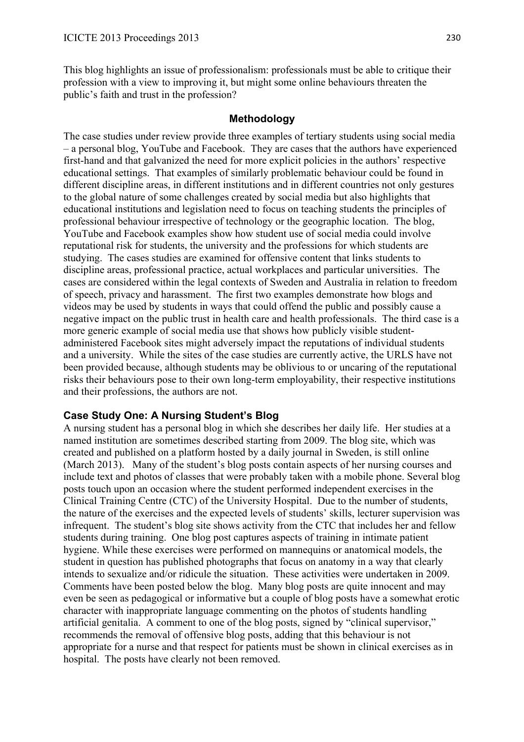This blog highlights an issue of professionalism: professionals must be able to critique their profession with a view to improving it, but might some online behaviours threaten the public's faith and trust in the profession?

## Methodology

The case studies under review provide three examples of tertiary students using social media – a personal blog, YouTube and Facebook. They are cases that the authors have experienced first-hand and that galvanized the need for more explicit policies in the authors' respective educational settings. That examples of similarly problematic behaviour could be found in different discipline areas, in different institutions and in different countries not only gestures to the global nature of some challenges created by social media but also highlights that educational institutions and legislation need to focus on teaching students the principles of professional behaviour irrespective of technology or the geographic location. The blog, YouTube and Facebook examples show how student use of social media could involve reputational risk for students, the university and the professions for which students are studying. The cases studies are examined for offensive content that links students to discipline areas, professional practice, actual workplaces and particular universities. The cases are considered within the legal contexts of Sweden and Australia in relation to freedom of speech, privacy and harassment. The first two examples demonstrate how blogs and videos may be used by students in ways that could offend the public and possibly cause a negative impact on the public trust in health care and health professionals. The third case is a more generic example of social media use that shows how publicly visible student-administered Facebook sites might adversely impact the reputations of individual students and a university. While the sites of the case studies are currently active, the URLS have not been provided because, although students may be oblivious to or uncaring of the reputational risks their behaviours pose to their own long-term employability, their respective institutions and their professions, the authors are not.

### Case Study One: A Nursing Student's Blog

A nursing student has a personal blog in which she describes her daily life. Her studies at a named institution are sometimes described starting from 2009. The blog site, which was created and published on a platform hosted by a daily journal in Sweden, is still online (March 2013). Many of the student's blog posts contain aspects of her nursing courses and include text and photos of classes that were probably taken with a mobile phone. Several blog posts touch upon an occasion where the student performed independent exercises in the Clinical Training Centre (CTC) of the University Hospital. Due to the number of students, the nature of the exercises and the expected levels of students' skills, lecturer supervision was infrequent. The student's blog site shows activity from the CTC that includes her and fellow students during training. One blog post captures aspects of training in intimate patient hygiene. While these exercises were performed on mannequins or anatomical models, the student in question has published photographs that focus on anatomy in a way that clearly intends to sexualize and/or ridicule the situation. These activities were undertaken in 2009. Comments have been posted below the blog. Many blog posts are quite innocent and may even be seen as pedagogical or informative but a couple of blog posts have a somewhat erotic character with inappropriate language commenting on the photos of students handling artificial genitalia. A comment to one of the blog posts, signed by "clinical supervisor," recommends the removal of offensive blog posts, adding that this behaviour is not appropriate for a nurse and that respect for patients must be shown in clinical exercises as in hospital. The posts have clearly not been removed.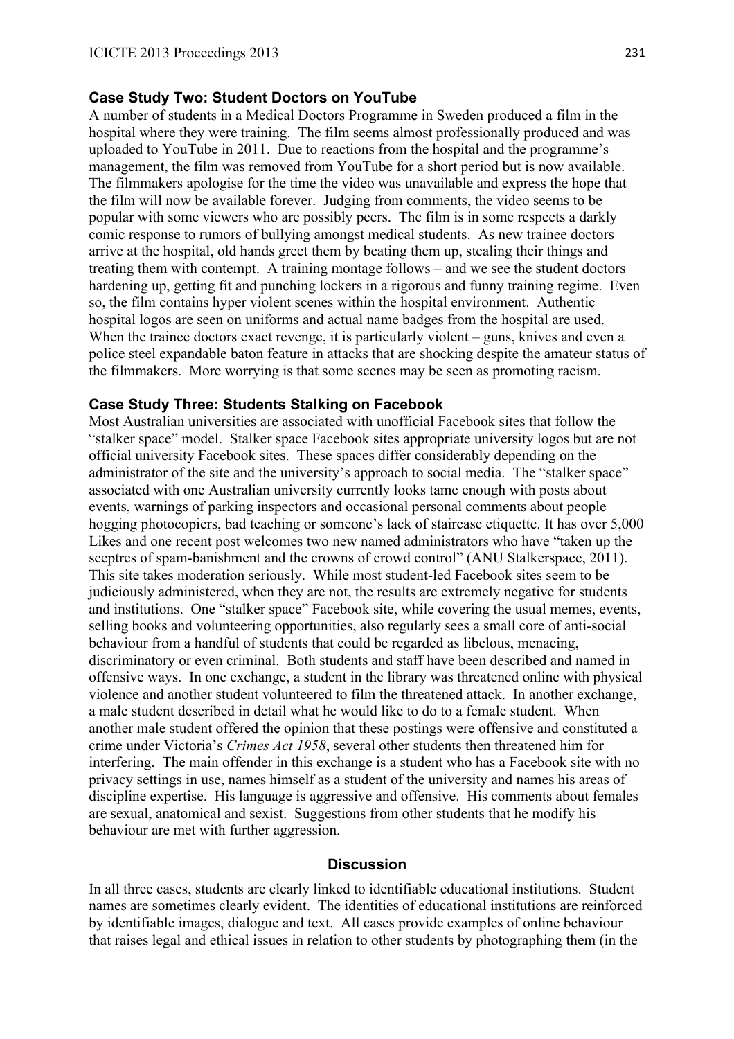### Case Study Two: Student Doctors on YouTube

A number of students in a Medical Doctors Programme in Sweden produced a film in the hospital where they were training. The film seems almost professionally produced and was uploaded to YouTube in 2011. Due to reactions from the hospital and the programme's management, the film was removed from YouTube for a short period but is now available. The filmmakers apologise for the time the video was unavailable and express the hope that the film will now be available forever. Judging from comments, the video seems to be popular with some viewers who are possibly peers. The film is in some respects a darkly comic response to rumors of bullying amongst medical students. As new trainee doctors arrive at the hospital, old hands greet them by beating them up, stealing their things and treating them with contempt. A training montage follows – and we see the student doctors hardening up, getting fit and punching lockers in a rigorous and funny training regime. Even so, the film contains hyper violent scenes within the hospital environment. Authentic hospital logos are seen on uniforms and actual name badges from the hospital are used. When the trainee doctors exact revenge, it is particularly violent – guns, knives and even a police steel expandable baton feature in attacks that are shocking despite the amateur status of the filmmakers. More worrying is that some scenes may be seen as promoting racism.

### Case Study Three: Students Stalking on Facebook

Most Australian universities are associated with unofficial Facebook sites that follow the "stalker space" model. Stalker space Facebook sites appropriate university logos but are not official university Facebook sites. These spaces differ considerably depending on the administrator of the site and the university's approach to social media. The "stalker space" associated with one Australian university currently looks tame enough with posts about events, warnings of parking inspectors and occasional personal comments about people hogging photocopiers, bad teaching or someone's lack of staircase etiquette. It has over 5,000 Likes and one recent post welcomes two new named administrators who have "taken up the sceptres of spam-banishment and the crowns of crowd control" (ANU Stalkerspace, 2011). This site takes moderation seriously. While most student-led Facebook sites seem to be judiciously administered, when they are not, the results are extremely negative for students and institutions. One "stalker space" Facebook site, while covering the usual memes, events, selling books and volunteering opportunities, also regularly sees a small core of anti-social behaviour from a handful of students that could be regarded as libelous, menacing, discriminatory or even criminal. Both students and staff have been described and named in offensive ways. In one exchange, a student in the library was threatened online with physical violence and another student volunteered to film the threatened attack. In another exchange, a male student described in detail what he would like to do to a female student. When another male student offered the opinion that these postings were offensive and constituted a crime under Victoria's *Crimes Act 1958*, several other students then threatened him for interfering. The main offender in this exchange is a student who has a Facebook site with no privacy settings in use, names himself as a student of the university and names his areas of discipline expertise. His language is aggressive and offensive. His comments about females are sexual, anatomical and sexist. Suggestions from other students that he modify his behaviour are met with further aggression.

## Discussion

In all three cases, students are clearly linked to identifiable educational institutions. Student names are sometimes clearly evident. The identities of educational institutions are reinforced by identifiable images, dialogue and text. All cases provide examples of online behaviour that raises legal and ethical issues in relation to other students by photographing them (in the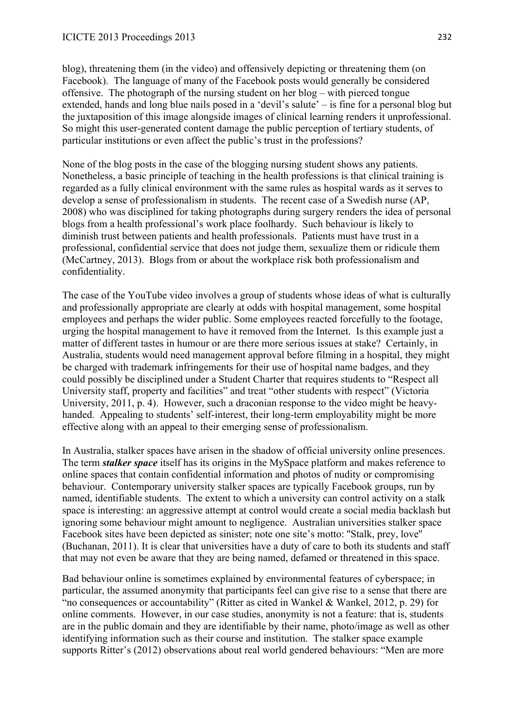blog), threatening them (in the video) and offensively depicting or threatening them (on Facebook). The language of many of the Facebook posts would generally be considered offensive. The photograph of the nursing student on her blog – with pierced tongue extended, hands and long blue nails posed in a 'devil's salute' – is fine for a personal blog but the juxtaposition of this image alongside images of clinical learning renders it unprofessional. So might this user-generated content damage the public perception of tertiary students, of particular institutions or even affect the public's trust in the professions?

None of the blog posts in the case of the blogging nursing student shows any patients. Nonetheless, a basic principle of teaching in the health professions is that clinical training is regarded as a fully clinical environment with the same rules as hospital wards as it serves to develop a sense of professionalism in students. The recent case of a Swedish nurse (AP, 2008) who was disciplined for taking photographs during surgery renders the idea of personal blogs from a health professional's work place foolhardy. Such behaviour is likely to diminish trust between patients and health professionals. Patients must have trust in a professional, confidential service that does not judge them, sexualize them or ridicule them (McCartney, 2013). Blogs from or about the workplace risk both professionalism and confidentiality.

The case of the YouTube video involves a group of students whose ideas of what is culturally and professionally appropriate are clearly at odds with hospital management, some hospital employees and perhaps the wider public. Some employees reacted forcefully to the footage, urging the hospital management to have it removed from the Internet. Is this example just a matter of different tastes in humour or are there more serious issues at stake? Certainly, in Australia, students would need management approval before filming in a hospital, they might be charged with trademark infringements for their use of hospital name badges, and they could possibly be disciplined under a Student Charter that requires students to "Respect all University staff, property and facilities" and treat "other students with respect" (Victoria University, 2011, p. 4). However, such a draconian response to the video might be heavy-handed. Appealing to students' self-interest, their long-term employability might be more effective along with an appeal to their emerging sense of professionalism.

In Australia, stalker spaces have arisen in the shadow of official university online presences. The term ***stalker space*** itself has its origins in the MySpace platform and makes reference to online spaces that contain confidential information and photos of nudity or compromising behaviour. Contemporary university stalker spaces are typically Facebook groups, run by named, identifiable students. The extent to which a university can control activity on a stalk space is interesting: an aggressive attempt at control would create a social media backlash but ignoring some behaviour might amount to negligence. Australian universities stalker space Facebook sites have been depicted as sinister; note one site's motto: "Stalk, prey, love" (Buchanan, 2011). It is clear that universities have a duty of care to both its students and staff that may not even be aware that they are being named, defamed or threatened in this space.

Bad behaviour online is sometimes explained by environmental features of cyberspace; in particular, the assumed anonymity that participants feel can give rise to a sense that there are "no consequences or accountability" (Ritter as cited in Wankel & Wankel, 2012, p. 29) for online comments. However, in our case studies, anonymity is not a feature: that is, students are in the public domain and they are identifiable by their name, photo/image as well as other identifying information such as their course and institution. The stalker space example supports Ritter's (2012) observations about real world gendered behaviours: "Men are more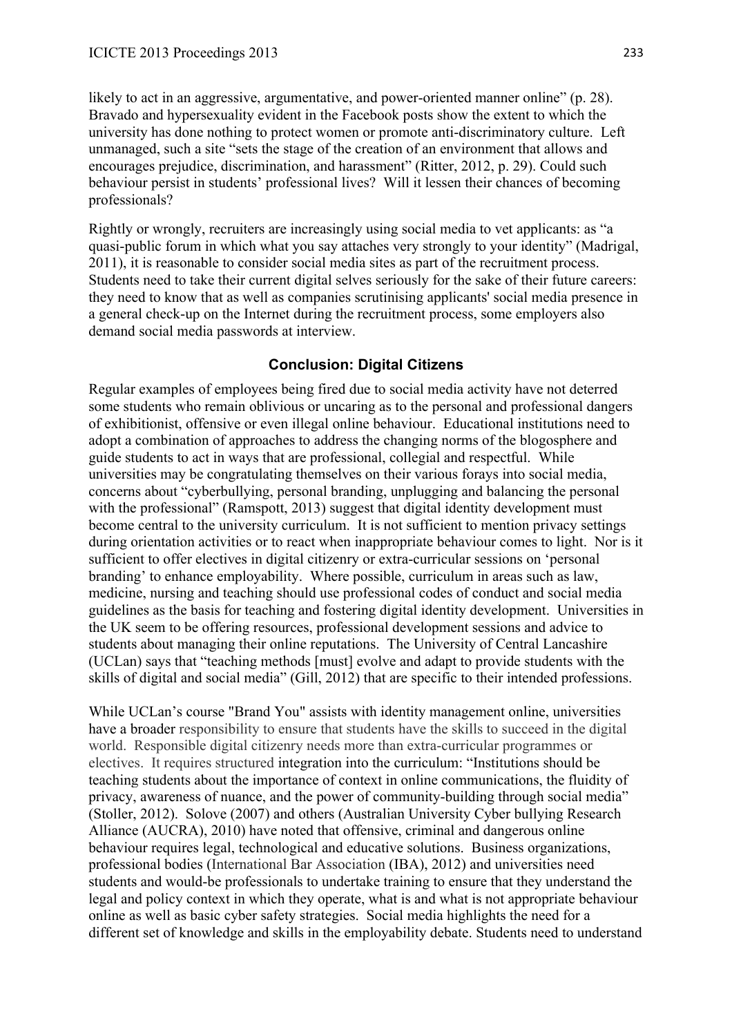likely to act in an aggressive, argumentative, and power-oriented manner online" (p. 28). Bravado and hypersexuality evident in the Facebook posts show the extent to which the university has done nothing to protect women or promote anti-discriminatory culture. Left unmanaged, such a site "sets the stage of the creation of an environment that allows and encourages prejudice, discrimination, and harassment" (Ritter, 2012, p. 29). Could such behaviour persist in students' professional lives? Will it lessen their chances of becoming professionals?

Rightly or wrongly, recruiters are increasingly using social media to vet applicants: as "a quasi-public forum in which what you say attaches very strongly to your identity" (Madrigal, 2011), it is reasonable to consider social media sites as part of the recruitment process. Students need to take their current digital selves seriously for the sake of their future careers: they need to know that as well as companies scrutinising applicants' social media presence in a general check-up on the Internet during the recruitment process, some employers also demand social media passwords at interview.

## Conclusion: Digital Citizens

Regular examples of employees being fired due to social media activity have not deterred some students who remain oblivious or uncaring as to the personal and professional dangers of exhibitionist, offensive or even illegal online behaviour. Educational institutions need to adopt a combination of approaches to address the changing norms of the blogosphere and guide students to act in ways that are professional, collegial and respectful. While universities may be congratulating themselves on their various forays into social media, concerns about "cyberbullying, personal branding, unplugging and balancing the personal with the professional" (Ramspott, 2013) suggest that digital identity development must become central to the university curriculum. It is not sufficient to mention privacy settings during orientation activities or to react when inappropriate behaviour comes to light. Nor is it sufficient to offer electives in digital citizenry or extra-curricular sessions on 'personal branding' to enhance employability. Where possible, curriculum in areas such as law, medicine, nursing and teaching should use professional codes of conduct and social media guidelines as the basis for teaching and fostering digital identity development. Universities in the UK seem to be offering resources, professional development sessions and advice to students about managing their online reputations. The University of Central Lancashire (UCLan) says that "teaching methods [must] evolve and adapt to provide students with the skills of digital and social media" (Gill, 2012) that are specific to their intended professions.

While UCLan's course "Brand You" assists with identity management online, universities have a broader responsibility to ensure that students have the skills to succeed in the digital world. Responsible digital citizenry needs more than extra-curricular programmes or electives. It requires structured integration into the curriculum: "Institutions should be teaching students about the importance of context in online communications, the fluidity of privacy, awareness of nuance, and the power of community-building through social media" (Stoller, 2012). Solove (2007) and others (Australian University Cyber bullying Research Alliance (AUCRA), 2010) have noted that offensive, criminal and dangerous online behaviour requires legal, technological and educative solutions. Business organizations, professional bodies (International Bar Association (IBA), 2012) and universities need students and would-be professionals to undertake training to ensure that they understand the legal and policy context in which they operate, what is and what is not appropriate behaviour online as well as basic cyber safety strategies. Social media highlights the need for a different set of knowledge and skills in the employability debate. Students need to understand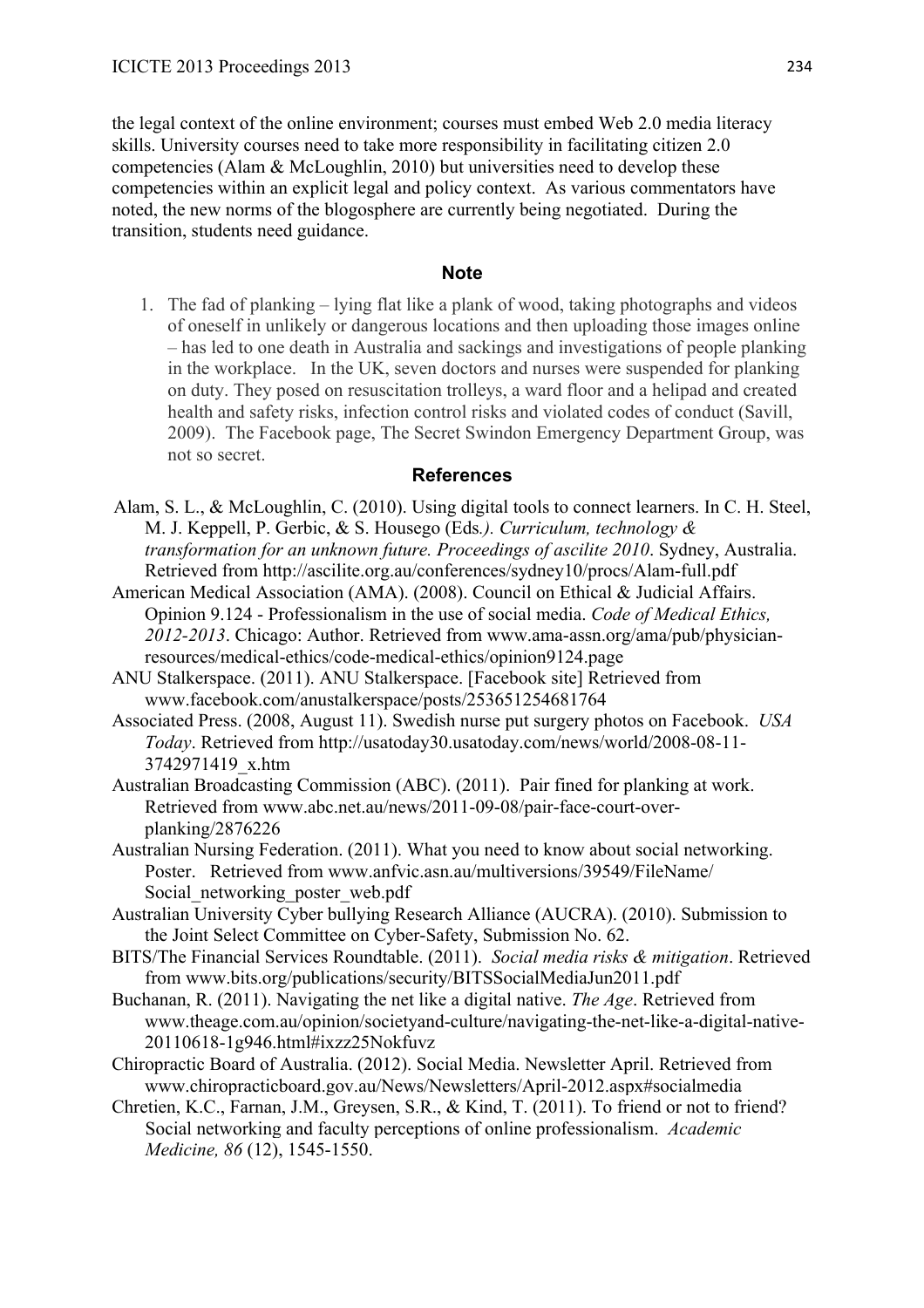the legal context of the online environment; courses must embed Web 2.0 media literacy skills. University courses need to take more responsibility in facilitating citizen 2.0 competencies (Alam & McLoughlin, 2010) but universities need to develop these competencies within an explicit legal and policy context. As various commentators have noted, the new norms of the blogosphere are currently being negotiated. During the transition, students need guidance.

## Note

1. The fad of planking – lying flat like a plank of wood, taking photographs and videos of oneself in unlikely or dangerous locations and then uploading those images online – has led to one death in Australia and sackings and investigations of people planking in the workplace. In the UK, seven doctors and nurses were suspended for planking on duty. They posed on resuscitation trolleys, a ward floor and a helipad and created health and safety risks, infection control risks and violated codes of conduct (Savill, 2009). The Facebook page, The Secret Swindon Emergency Department Group, was not so secret.

## References

Alam, S. L., & McLoughlin, C. (2010). Using digital tools to connect learners. In C. H. Steel, M. J. Keppell, P. Gerbic, & S. Housego (Eds*.). Curriculum, technology & transformation for an unknown future. Proceedings of ascilite 2010*. Sydney, Australia. Retrieved from http://ascilite.org.au/conferences/sydney10/procs/Alam-full.pdf

American Medical Association (AMA). (2008). Council on Ethical & Judicial Affairs. Opinion 9.124 - Professionalism in the use of social media. *Code of Medical Ethics, 2012-2013*. Chicago: Author. Retrieved from www.ama-assn.org/ama/pub/physician-resources/medical-ethics/code-medical-ethics/opinion9124.page

ANU Stalkerspace. (2011). ANU Stalkerspace. [Facebook site] Retrieved from www.facebook.com/anustalkerspace/posts/253651254681764

Associated Press. (2008, August 11). Swedish nurse put surgery photos on Facebook. *USA Today*. Retrieved from http://usatoday30.usatoday.com/news/world/2008-08-11-3742971419_x.htm

Australian Broadcasting Commission (ABC). (2011). Pair fined for planking at work. Retrieved from www.abc.net.au/news/2011-09-08/pair-face-court-over-planking/2876226

Australian Nursing Federation. (2011). What you need to know about social networking. Poster. Retrieved from www.anfvic.asn.au/multiversions/39549/FileName/Social_networking_poster_web.pdf

Australian University Cyber bullying Research Alliance (AUCRA). (2010). Submission to the Joint Select Committee on Cyber-Safety, Submission No. 62.

BITS/The Financial Services Roundtable. (2011). *Social media risks & mitigation*. Retrieved from www.bits.org/publications/security/BITSSocialMediaJun2011.pdf

Buchanan, R. (2011). Navigating the net like a digital native. *The Age*. Retrieved from www.theage.com.au/opinion/societyand-culture/navigating-the-net-like-a-digital-native-20110618-1g946.html#ixzz25Nokfuvz

Chiropractic Board of Australia. (2012). Social Media. Newsletter April. Retrieved from www.chiropracticboard.gov.au/News/Newsletters/April-2012.aspx#socialmedia

Chretien, K.C., Farnan, J.M., Greysen, S.R., & Kind, T. (2011). To friend or not to friend? Social networking and faculty perceptions of online professionalism. *Academic Medicine, 86* (12), 1545-1550.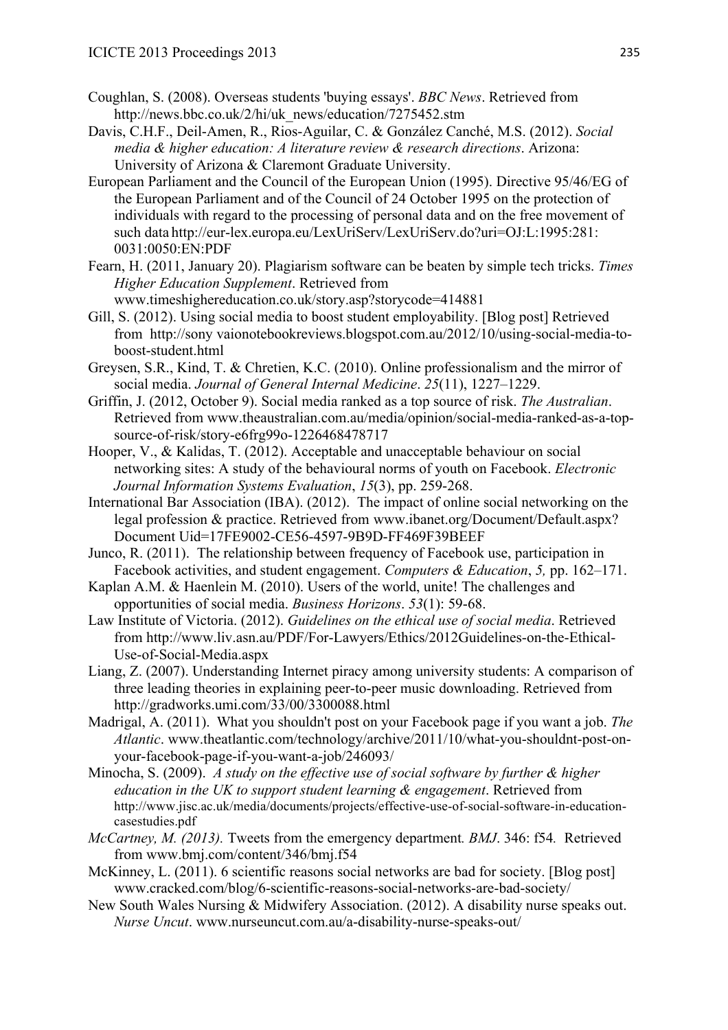Coughlan, S. (2008). Overseas students 'buying essays'. *BBC News*. Retrieved from http://news.bbc.co.uk/2/hi/uk_news/education/7275452.stm

Davis, C.H.F., Deil-Amen, R., Rios-Aguilar, C. & González Canché, M.S. (2012). *Social media & higher education: A literature review & research directions*. Arizona: University of Arizona & Claremont Graduate University.

European Parliament and the Council of the European Union (1995). Directive 95/46/EG of the European Parliament and of the Council of 24 October 1995 on the protection of individuals with regard to the processing of personal data and on the free movement of such data http://eur-lex.europa.eu/LexUriServ/LexUriServ.do?uri=OJ:L:1995:281:0031:0050:EN:PDF

Fearn, H. (2011, January 20). Plagiarism software can be beaten by simple tech tricks. *Times Higher Education Supplement*. Retrieved from www.timeshighereducation.co.uk/story.asp?storycode=414881

Gill, S. (2012). Using social media to boost student employability. [Blog post] Retrieved from http://sony vaionotebookreviews.blogspot.com.au/2012/10/using-social-media-to-boost-student-employability.html

Greysen, S.R., Kind, T. & Chretien, K.C. (2010). Online professionalism and the mirror of social media. *Journal of General Internal Medicine*. *25*(11), 1227–1229.

Griffin, J. (2012, October 9). Social media ranked as a top source of risk. *The Australian*. Retrieved from www.theaustralian.com.au/media/opinion/social-media-ranked-as-a-top-source-of-risk/story-e6frg99o-1226468478717

Hooper, V., & Kalidas, T. (2012). Acceptable and unacceptable behaviour on social networking sites: A study of the behavioural norms of youth on Facebook. *Electronic Journal Information Systems Evaluation*, *15*(3), pp. 259-268.

International Bar Association (IBA). (2012). The impact of online social networking on the legal profession & practice. Retrieved from www.ibanet.org/Document/Default.aspx?Document Uid=17FE9002-CE56-4597-9B9D-FF469F39BEEF

Junco, R. (2011). The relationship between frequency of Facebook use, participation in Facebook activities, and student engagement. *Computers & Education*, *5,* pp. 162–171.

Kaplan A.M. & Haenlein M. (2010). Users of the world, unite! The challenges and opportunities of social media. *Business Horizons*. *53*(1): 59-68.

Law Institute of Victoria. (2012). *Guidelines on the ethical use of social media*. Retrieved from http://www.liv.asn.au/PDF/For-Lawyers/Ethics/2012Guidelines-on-the-Ethical-Use-of-Social-Media.aspx

Liang, Z. (2007). Understanding Internet piracy among university students: A comparison of three leading theories in explaining peer-to-peer music downloading. Retrieved from http://gradworks.umi.com/33/00/3300088.html

Madrigal, A. (2011). What you shouldn't post on your Facebook page if you want a job. *The Atlantic*. www.theatlantic.com/technology/archive/2011/10/what-you-shouldnt-post-on-your-facebook-page-if-you-want-a-job/246093/

Minocha, S. (2009). *A study on the effective use of social software by further & higher education in the UK to support student learning & engagement*. Retrieved from http://www.jisc.ac.uk/media/documents/projects/effective-use-of-social-software-in-education-casestudies.pdf

*McCartney, M. (2013).* Tweets from the emergency department*. BMJ*. 346: f54*.* Retrieved from www.bmj.com/content/346/bmj.f54

McKinney, L. (2011). 6 scientific reasons social networks are bad for society. [Blog post] www.cracked.com/blog/6-scientific-reasons-social-networks-are-bad-society/

New South Wales Nursing & Midwifery Association. (2012). A disability nurse speaks out. *Nurse Uncut*. www.nurseuncut.com.au/a-disability-nurse-speaks-out/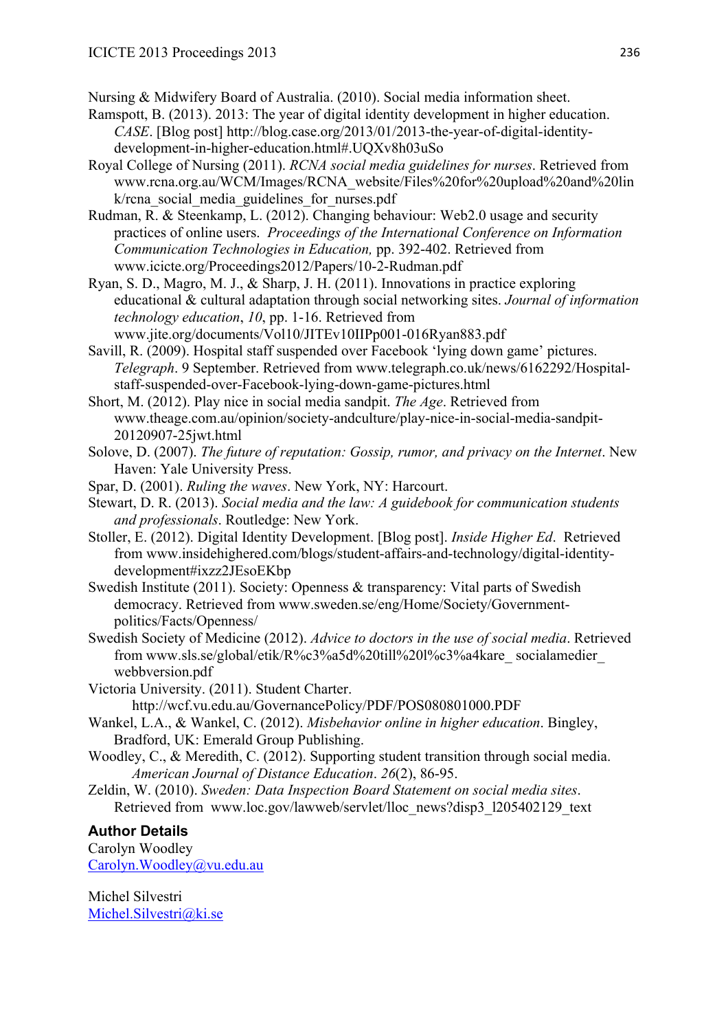Nursing & Midwifery Board of Australia. (2010). Social media information sheet.

Ramspott, B. (2013). 2013: The year of digital identity development in higher education. *CASE*. [Blog post] http://blog.case.org/2013/01/2013-the-year-of-digital-identity-development-in-higher-education.html#.UQXv8h03uSo

Royal College of Nursing (2011). *RCNA social media guidelines for nurses*. Retrieved from www.rcna.org.au/WCM/Images/RCNA_website/Files%20for%20upload%20and%20link/rcna_social_media_guidelines_for_nurses.pdf

Rudman, R. & Steenkamp, L. (2012). Changing behaviour: Web2.0 usage and security practices of online users. *Proceedings of the International Conference on Information Communication Technologies in Education,* pp. 392-402. Retrieved from www.icicte.org/Proceedings2012/Papers/10-2-Rudman.pdf

Ryan, S. D., Magro, M. J., & Sharp, J. H. (2011). Innovations in practice exploring educational & cultural adaptation through social networking sites. *Journal of information technology education*, *10*, pp. 1-16. Retrieved from www.jite.org/documents/Vol10/JITEv10IIPp001-016Ryan883.pdf

Savill, R. (2009). Hospital staff suspended over Facebook 'lying down game' pictures. *Telegraph*. 9 September. Retrieved from www.telegraph.co.uk/news/6162292/Hospital-staff-suspended-over-Facebook-lying-down-game-pictures.html

Short, M. (2012). Play nice in social media sandpit. *The Age*. Retrieved from www.theage.com.au/opinion/society-andculture/play-nice-in-social-media-sandpit-20120907-25jwt.html

Solove, D. (2007). *The future of reputation: Gossip, rumor, and privacy on the Internet*. New Haven: Yale University Press.

Spar, D. (2001). *Ruling the waves*. New York, NY: Harcourt.

Stewart, D. R. (2013). *Social media and the law: A guidebook for communication students and professionals*. Routledge: New York.

Stoller, E. (2012). Digital Identity Development. [Blog post]. *Inside Higher Ed*. Retrieved from www.insidehighered.com/blogs/student-affairs-and-technology/digital-identity-development#ixzz2JEsoEKbp

Swedish Institute (2011). Society: Openness & transparency: Vital parts of Swedish democracy. Retrieved from www.sweden.se/eng/Home/Society/Government-politics/Facts/Openness/

Swedish Society of Medicine (2012). *Advice to doctors in the use of social media*. Retrieved from www.sls.se/global/etik/R%c3%a5d%20till%20l%c3%a4kare_ socialamedier_ webbversion.pdf

Victoria University. (2011). Student Charter. http://wcf.vu.edu.au/GovernancePolicy/PDF/POS080801000.PDF

Wankel, L.A., & Wankel, C. (2012). *Misbehavior online in higher education*. Bingley, Bradford, UK: Emerald Group Publishing.

Woodley, C., & Meredith, C. (2012). Supporting student transition through social media. *American Journal of Distance Education*. *26*(2), 86-95.

Zeldin, W. (2010). *Sweden: Data Inspection Board Statement on social media sites*. Retrieved from www.loc.gov/lawweb/servlet/lloc_news?disp3_l205402129_text

## Author Details

Carolyn Woodley
Carolyn.Woodley@vu.edu.au

Michel Silvestri
Michel.Silvestri@ki.se